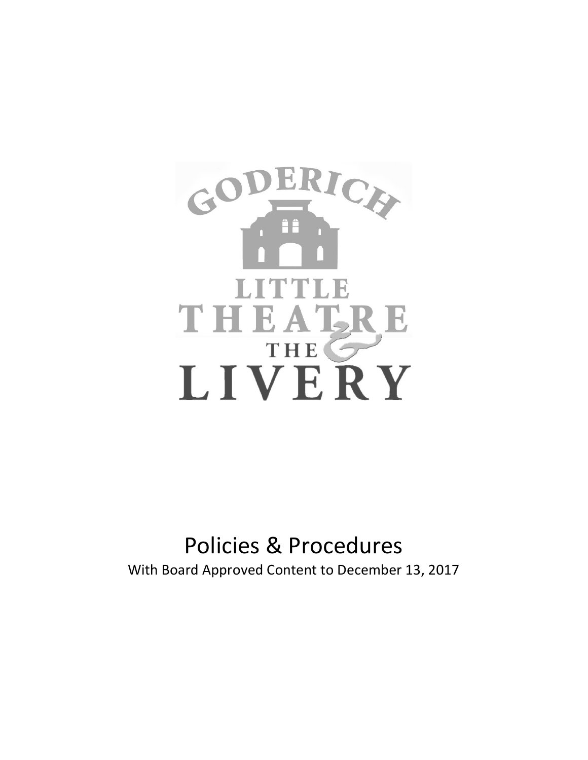GODERICH LITTLE THEATRE & THE LIVERY

# Policies & Procedures

With Board Approved Content to December 13, 2017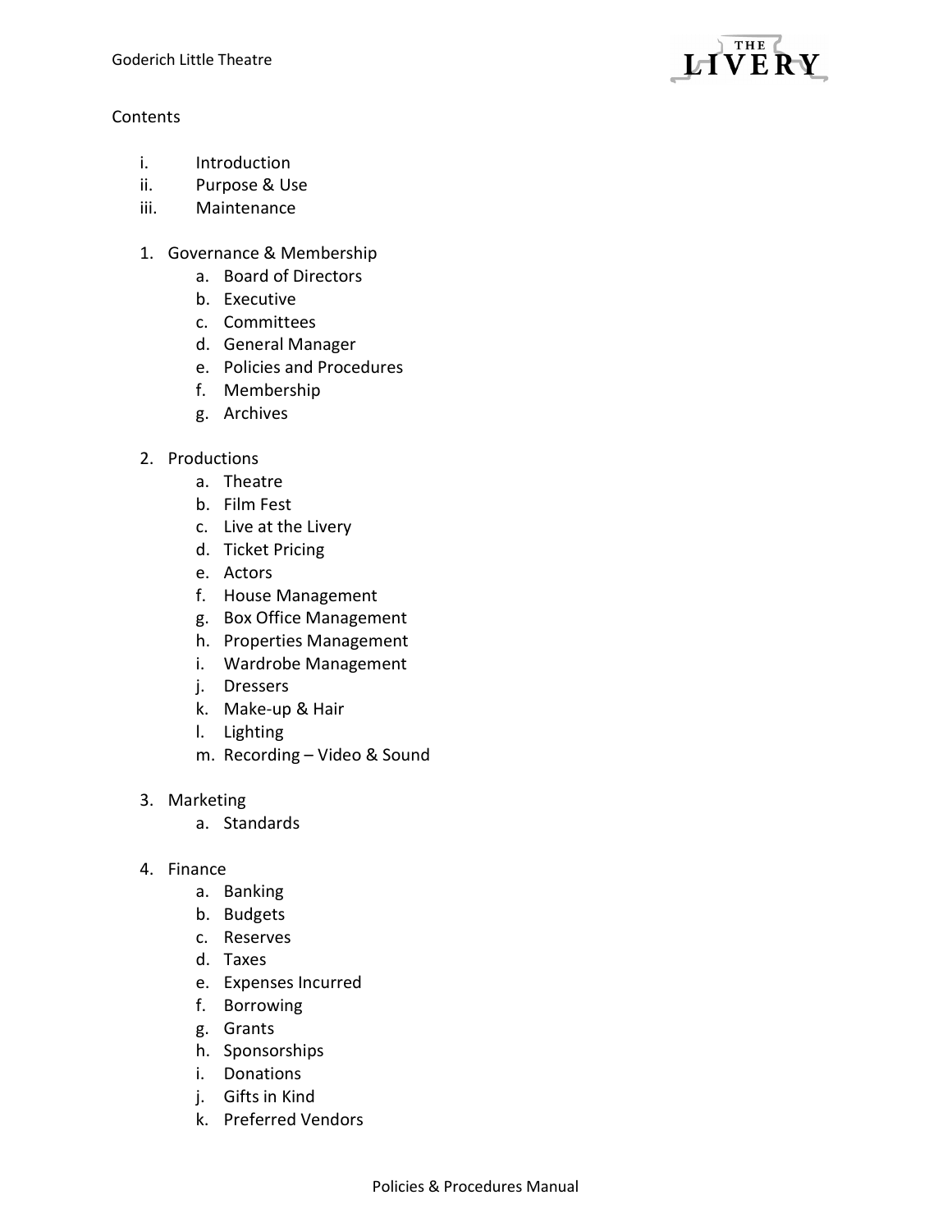Contents

i. Introduction
ii. Purpose & Use
iii. Maintenance

1. Governance & Membership
   a. Board of Directors
   b. Executive
   c. Committees
   d. General Manager
   e. Policies and Procedures
   f. Membership
   g. Archives

2. Productions
   a. Theatre
   b. Film Fest
   c. Live at the Livery
   d. Ticket Pricing
   e. Actors
   f. House Management
   g. Box Office Management
   h. Properties Management
   i. Wardrobe Management
   j. Dressers
   k. Make-up & Hair
   l. Lighting
   m. Recording – Video & Sound

3. Marketing
   a. Standards

4. Finance
   a. Banking
   b. Budgets
   c. Reserves
   d. Taxes
   e. Expenses Incurred
   f. Borrowing
   g. Grants
   h. Sponsorships
   i. Donations
   j. Gifts in Kind
   k. Preferred Vendors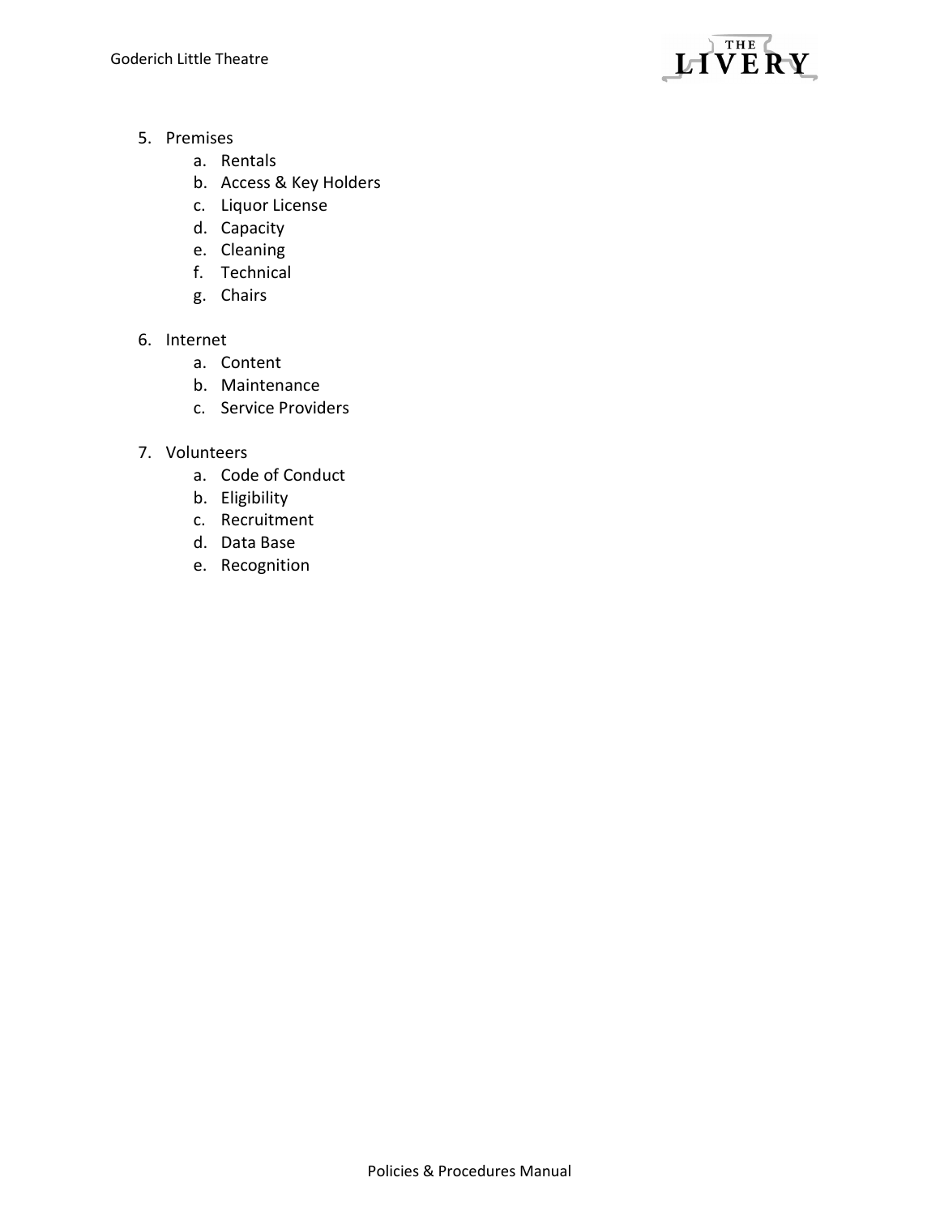5. Premises
    a. Rentals
    b. Access & Key Holders
    c. Liquor License
    d. Capacity
    e. Cleaning
    f. Technical
    g. Chairs

6. Internet
    a. Content
    b. Maintenance
    c. Service Providers

7. Volunteers
    a. Code of Conduct
    b. Eligibility
    c. Recruitment
    d. Data Base
    e. Recognition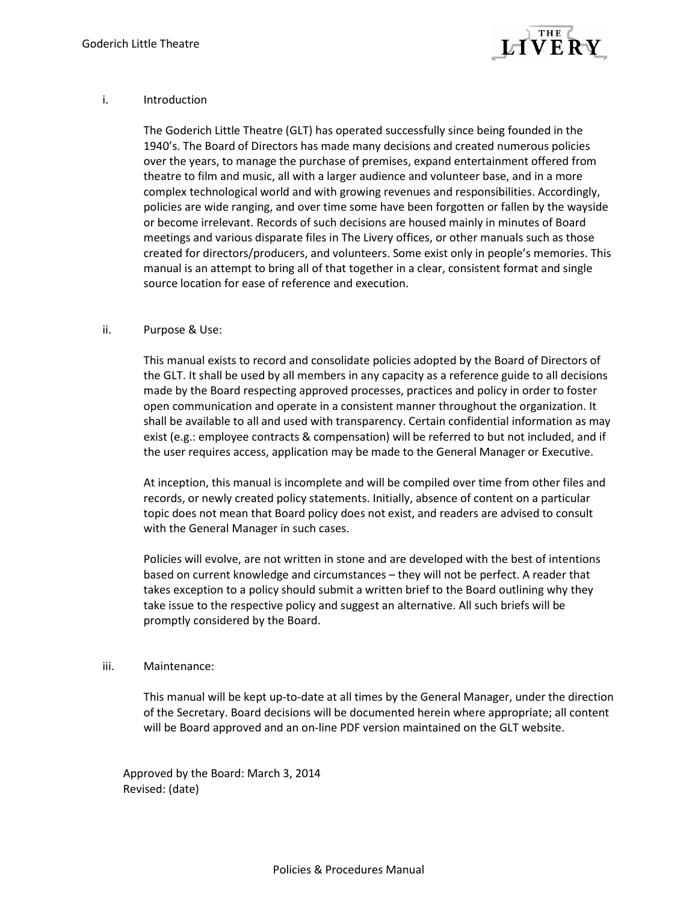## i. Introduction

The Goderich Little Theatre (GLT) has operated successfully since being founded in the 1940's. The Board of Directors has made many decisions and created numerous policies over the years, to manage the purchase of premises, expand entertainment offered from theatre to film and music, all with a larger audience and volunteer base, and in a more complex technological world and with growing revenues and responsibilities. Accordingly, policies are wide ranging, and over time some have been forgotten or fallen by the wayside or become irrelevant. Records of such decisions are housed mainly in minutes of Board meetings and various disparate files in The Livery offices, or other manuals such as those created for directors/producers, and volunteers. Some exist only in people's memories. This manual is an attempt to bring all of that together in a clear, consistent format and single source location for ease of reference and execution.

## ii. Purpose & Use:

This manual exists to record and consolidate policies adopted by the Board of Directors of the GLT. It shall be used by all members in any capacity as a reference guide to all decisions made by the Board respecting approved processes, practices and policy in order to foster open communication and operate in a consistent manner throughout the organization. It shall be available to all and used with transparency. Certain confidential information as may exist (e.g.: employee contracts & compensation) will be referred to but not included, and if the user requires access, application may be made to the General Manager or Executive.

At inception, this manual is incomplete and will be compiled over time from other files and records, or newly created policy statements. Initially, absence of content on a particular topic does not mean that Board policy does not exist, and readers are advised to consult with the General Manager in such cases.

Policies will evolve, are not written in stone and are developed with the best of intentions based on current knowledge and circumstances – they will not be perfect. A reader that takes exception to a policy should submit a written brief to the Board outlining why they take issue to the respective policy and suggest an alternative. All such briefs will be promptly considered by the Board.

## iii. Maintenance:

This manual will be kept up-to-date at all times by the General Manager, under the direction of the Secretary. Board decisions will be documented herein where appropriate; all content will be Board approved and an on-line PDF version maintained on the GLT website.

Approved by the Board: March 3, 2014
Revised: (date)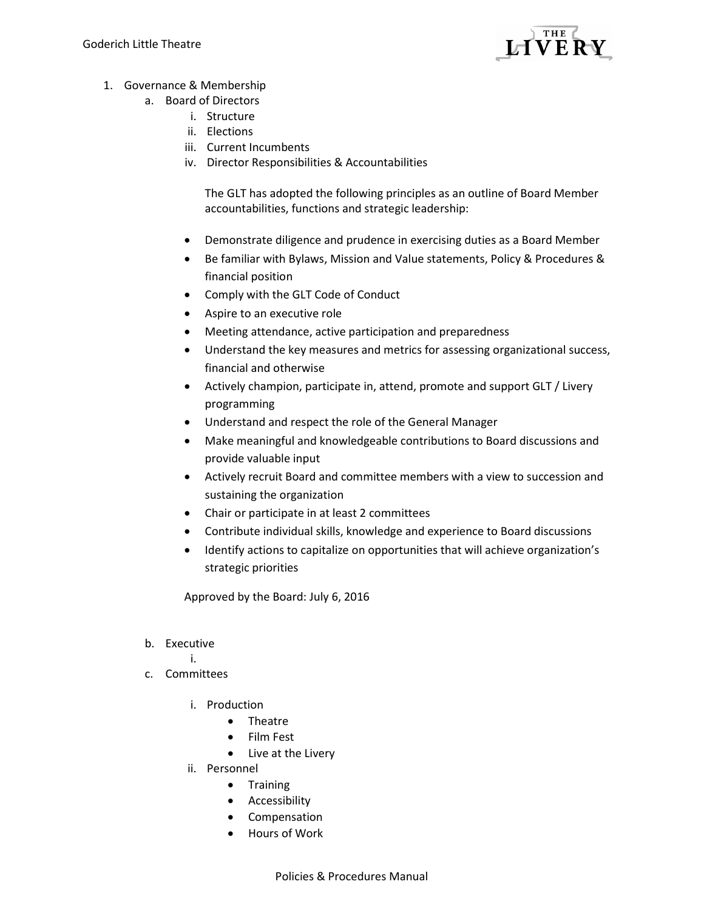1. Governance & Membership
   a. Board of Directors
      i. Structure
      ii. Elections
      iii. Current Incumbents
      iv. Director Responsibilities & Accountabilities

         The GLT has adopted the following principles as an outline of Board Member accountabilities, functions and strategic leadership:

         - Demonstrate diligence and prudence in exercising duties as a Board Member
         - Be familiar with Bylaws, Mission and Value statements, Policy & Procedures & financial position
         - Comply with the GLT Code of Conduct
         - Aspire to an executive role
         - Meeting attendance, active participation and preparedness
         - Understand the key measures and metrics for assessing organizational success, financial and otherwise
         - Actively champion, participate in, attend, promote and support GLT / Livery programming
         - Understand and respect the role of the General Manager
         - Make meaningful and knowledgeable contributions to Board discussions and provide valuable input
         - Actively recruit Board and committee members with a view to succession and sustaining the organization
         - Chair or participate in at least 2 committees
         - Contribute individual skills, knowledge and experience to Board discussions
         - Identify actions to capitalize on opportunities that will achieve organization's strategic priorities

         Approved by the Board: July 6, 2016

   b. Executive
      i.
   c. Committees
      i. Production
         - Theatre
         - Film Fest
         - Live at the Livery
      ii. Personnel
         - Training
         - Accessibility
         - Compensation
         - Hours of Work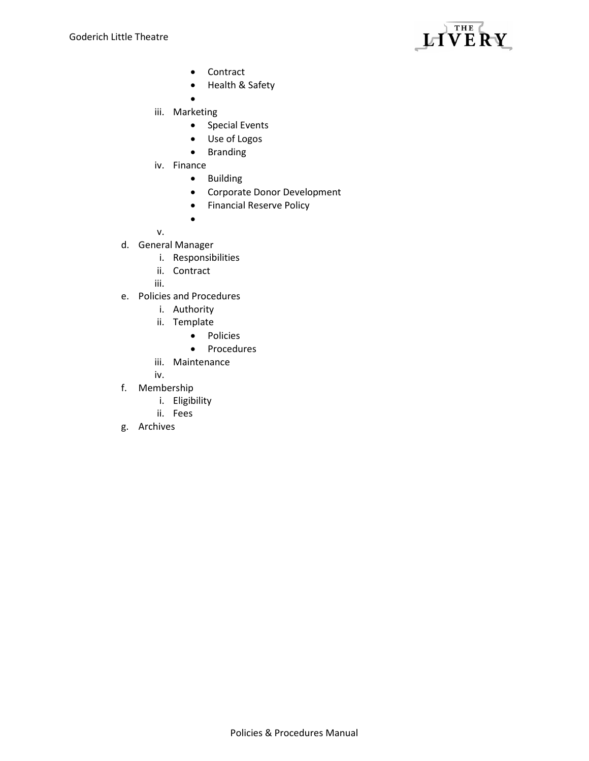- Contract
- Health & Safety
-

iii. Marketing
- Special Events
- Use of Logos
- Branding

iv. Finance
- Building
- Corporate Donor Development
- Financial Reserve Policy
-

v.

d. General Manager
   i. Responsibilities
   ii. Contract
   iii.

e. Policies and Procedures
   i. Authority
   ii. Template
      - Policies
      - Procedures
   iii. Maintenance
   iv.

f. Membership
   i. Eligibility
   ii. Fees

g. Archives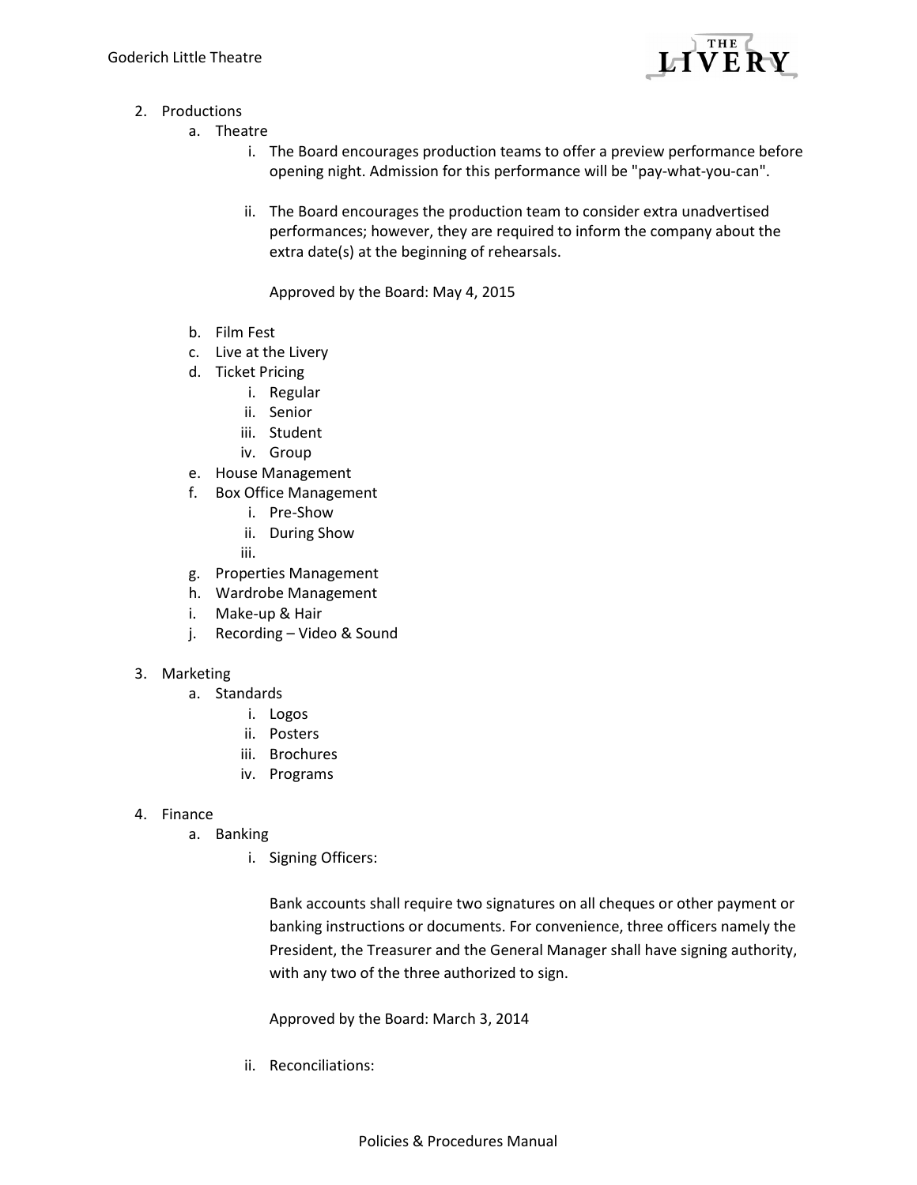2. Productions
    a. Theatre
        i. The Board encourages production teams to offer a preview performance before opening night. Admission for this performance will be "pay-what-you-can".

        ii. The Board encourages the production team to consider extra unadvertised performances; however, they are required to inform the company about the extra date(s) at the beginning of rehearsals.

            Approved by the Board: May 4, 2015

    b. Film Fest
    c. Live at the Livery
    d. Ticket Pricing
        i. Regular
        ii. Senior
        iii. Student
        iv. Group
    e. House Management
    f. Box Office Management
        i. Pre-Show
        ii. During Show
        iii.
    g. Properties Management
    h. Wardrobe Management
    i. Make-up & Hair
    j. Recording – Video & Sound

3. Marketing
    a. Standards
        i. Logos
        ii. Posters
        iii. Brochures
        iv. Programs

4. Finance
    a. Banking
        i. Signing Officers:

            Bank accounts shall require two signatures on all cheques or other payment or banking instructions or documents. For convenience, three officers namely the President, the Treasurer and the General Manager shall have signing authority, with any two of the three authorized to sign.

            Approved by the Board: March 3, 2014

        ii. Reconciliations: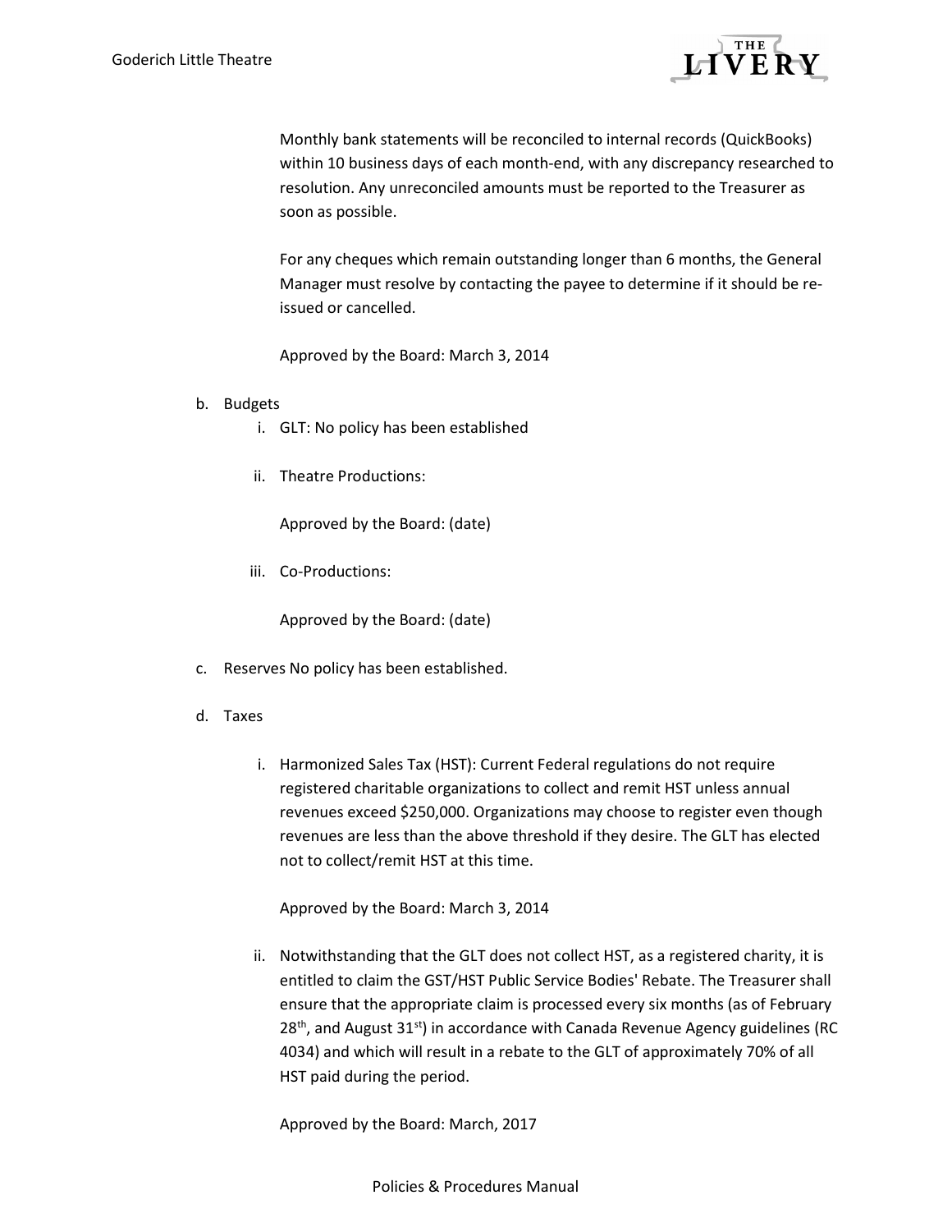Monthly bank statements will be reconciled to internal records (QuickBooks) within 10 business days of each month-end, with any discrepancy researched to resolution. Any unreconciled amounts must be reported to the Treasurer as soon as possible.

For any cheques which remain outstanding longer than 6 months, the General Manager must resolve by contacting the payee to determine if it should be re-issued or cancelled.

Approved by the Board: March 3, 2014

b. Budgets
   i. GLT: No policy has been established

   ii. Theatre Productions:

   Approved by the Board: (date)

   iii. Co-Productions:

   Approved by the Board: (date)

c. Reserves No policy has been established.

d. Taxes

   i. Harmonized Sales Tax (HST): Current Federal regulations do not require registered charitable organizations to collect and remit HST unless annual revenues exceed $250,000. Organizations may choose to register even though revenues are less than the above threshold if they desire. The GLT has elected not to collect/remit HST at this time.

   Approved by the Board: March 3, 2014

   ii. Notwithstanding that the GLT does not collect HST, as a registered charity, it is entitled to claim the GST/HST Public Service Bodies' Rebate. The Treasurer shall ensure that the appropriate claim is processed every six months (as of February 28th, and August 31st) in accordance with Canada Revenue Agency guidelines (RC 4034) and which will result in a rebate to the GLT of approximately 70% of all HST paid during the period.

   Approved by the Board: March, 2017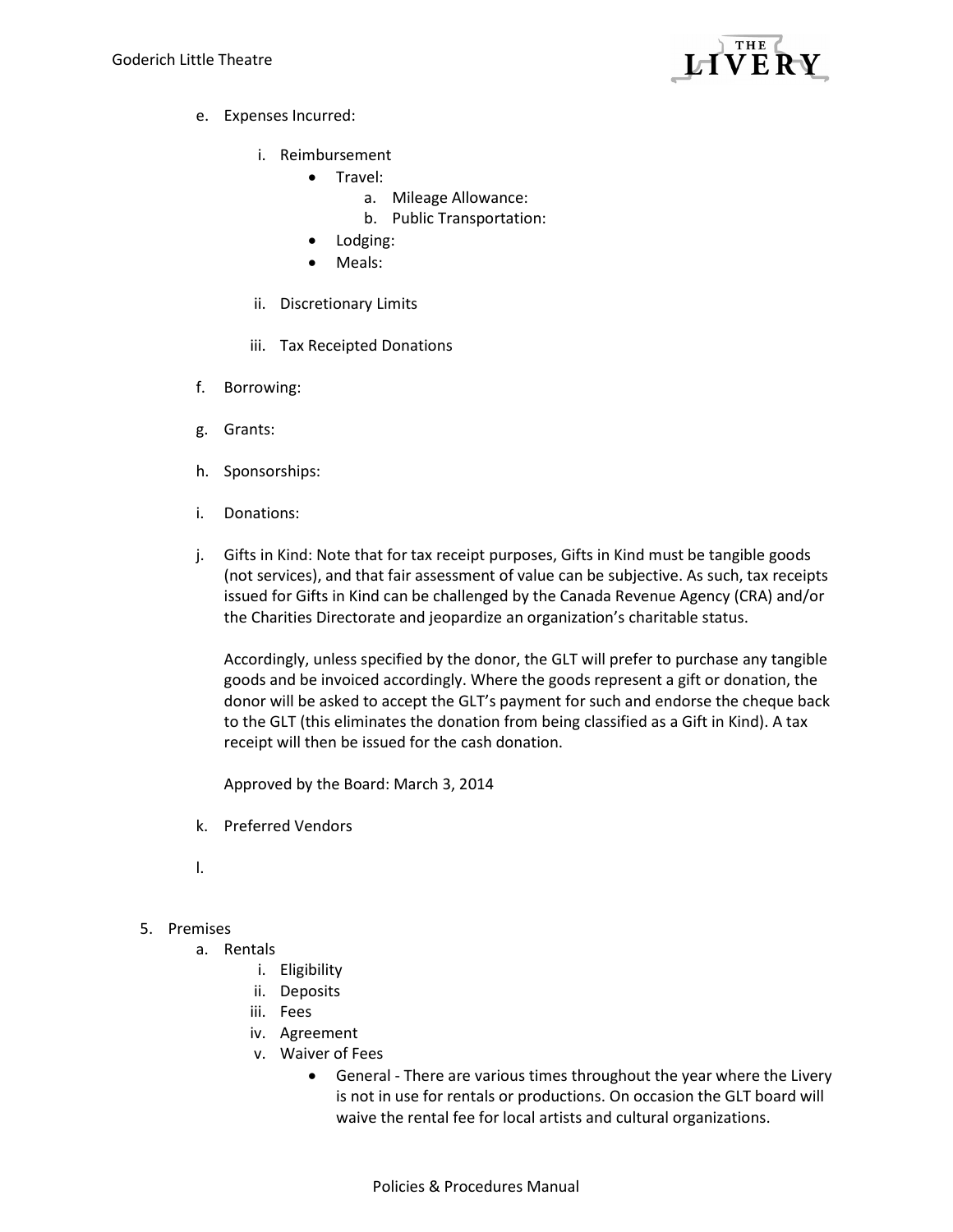e. Expenses Incurred:

   i. Reimbursement

   - Travel:
     a. Mileage Allowance:
     b. Public Transportation:
   - Lodging:
   - Meals:

   ii. Discretionary Limits

   iii. Tax Receipted Donations

f. Borrowing:

g. Grants:

h. Sponsorships:

i. Donations:

j. Gifts in Kind: Note that for tax receipt purposes, Gifts in Kind must be tangible goods (not services), and that fair assessment of value can be subjective. As such, tax receipts issued for Gifts in Kind can be challenged by the Canada Revenue Agency (CRA) and/or the Charities Directorate and jeopardize an organization's charitable status.

   Accordingly, unless specified by the donor, the GLT will prefer to purchase any tangible goods and be invoiced accordingly. Where the goods represent a gift or donation, the donor will be asked to accept the GLT's payment for such and endorse the cheque back to the GLT (this eliminates the donation from being classified as a Gift in Kind). A tax receipt will then be issued for the cash donation.

   Approved by the Board: March 3, 2014

k. Preferred Vendors

l.

5. Premises
   a. Rentals
      i. Eligibility
      ii. Deposits
      iii. Fees
      iv. Agreement
      v. Waiver of Fees
         - General - There are various times throughout the year where the Livery is not in use for rentals or productions. On occasion the GLT board will waive the rental fee for local artists and cultural organizations.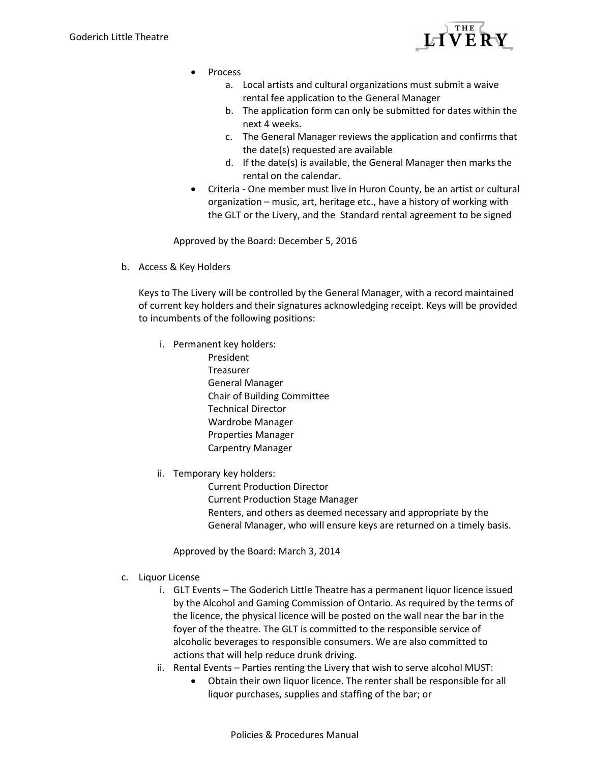- Process
  a. Local artists and cultural organizations must submit a waive rental fee application to the General Manager
  b. The application form can only be submitted for dates within the next 4 weeks.
  c. The General Manager reviews the application and confirms that the date(s) requested are available
  d. If the date(s) is available, the General Manager then marks the rental on the calendar.
- Criteria - One member must live in Huron County, be an artist or cultural organization – music, art, heritage etc., have a history of working with the GLT or the Livery, and the Standard rental agreement to be signed

Approved by the Board: December 5, 2016

b. Access & Key Holders

Keys to The Livery will be controlled by the General Manager, with a record maintained of current key holders and their signatures acknowledging receipt. Keys will be provided to incumbents of the following positions:

i. Permanent key holders:
   - President
   - Treasurer
   - General Manager
   - Chair of Building Committee
   - Technical Director
   - Wardrobe Manager
   - Properties Manager
   - Carpentry Manager

ii. Temporary key holders:
   - Current Production Director
   - Current Production Stage Manager
   - Renters, and others as deemed necessary and appropriate by the General Manager, who will ensure keys are returned on a timely basis.

Approved by the Board: March 3, 2014

c. Liquor License
   i. GLT Events – The Goderich Little Theatre has a permanent liquor licence issued by the Alcohol and Gaming Commission of Ontario. As required by the terms of the licence, the physical licence will be posted on the wall near the bar in the foyer of the theatre. The GLT is committed to the responsible service of alcoholic beverages to responsible consumers. We are also committed to actions that will help reduce drunk driving.
   ii. Rental Events – Parties renting the Livery that wish to serve alcohol MUST:
      - Obtain their own liquor licence. The renter shall be responsible for all liquor purchases, supplies and staffing of the bar; or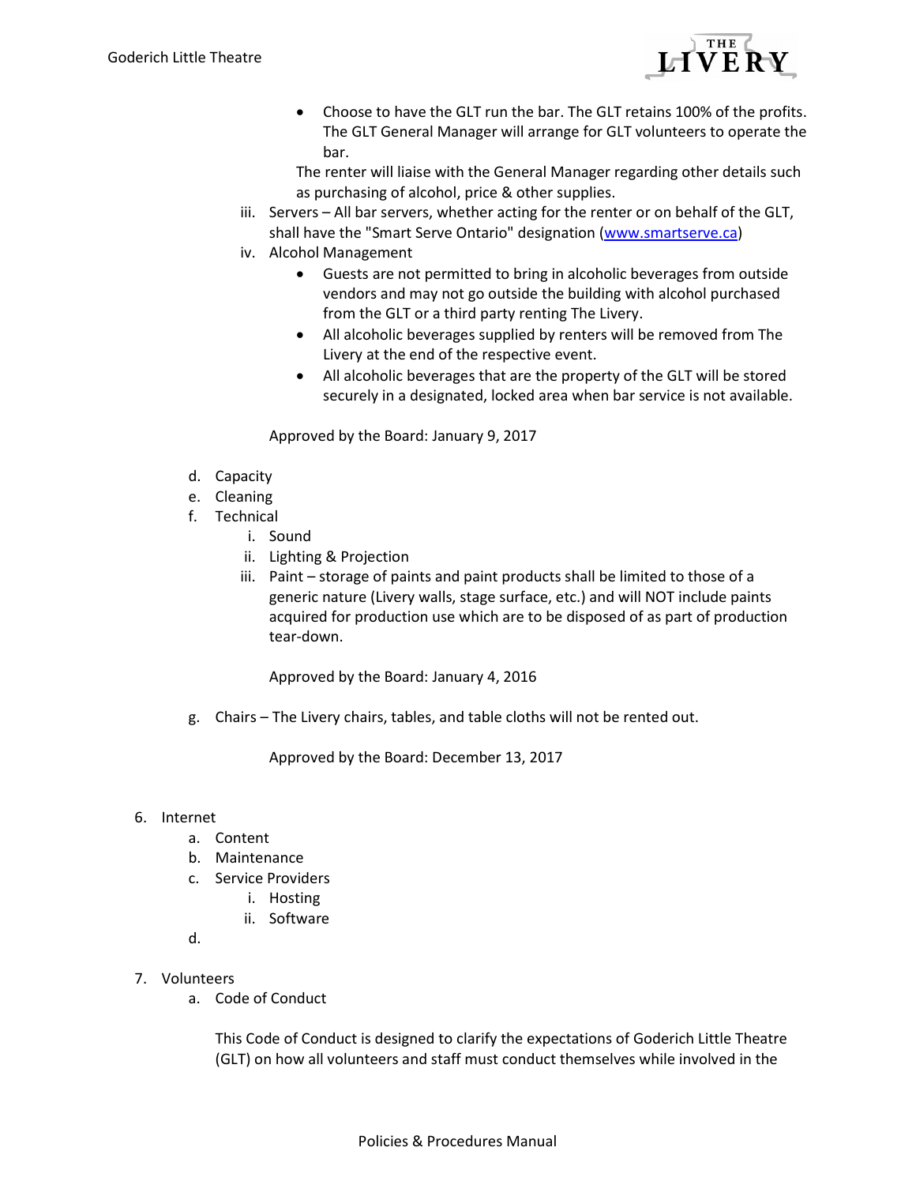- Choose to have the GLT run the bar. The GLT retains 100% of the profits. The GLT General Manager will arrange for GLT volunteers to operate the bar.

  The renter will liaise with the General Manager regarding other details such as purchasing of alcohol, price & other supplies.

iii. Servers – All bar servers, whether acting for the renter or on behalf of the GLT, shall have the "Smart Serve Ontario" designation (www.smartserve.ca)

iv. Alcohol Management

- Guests are not permitted to bring in alcoholic beverages from outside vendors and may not go outside the building with alcohol purchased from the GLT or a third party renting The Livery.
- All alcoholic beverages supplied by renters will be removed from The Livery at the end of the respective event.
- All alcoholic beverages that are the property of the GLT will be stored securely in a designated, locked area when bar service is not available.

Approved by the Board: January 9, 2017

d. Capacity

e. Cleaning

f. Technical

   i. Sound

   ii. Lighting & Projection

   iii. Paint – storage of paints and paint products shall be limited to those of a generic nature (Livery walls, stage surface, etc.) and will NOT include paints acquired for production use which are to be disposed of as part of production tear-down.

   Approved by the Board: January 4, 2016

g. Chairs – The Livery chairs, tables, and table cloths will not be rented out.

   Approved by the Board: December 13, 2017

6. Internet

   a. Content

   b. Maintenance

   c. Service Providers

      i. Hosting

      ii. Software

   d.

7. Volunteers

   a. Code of Conduct

   This Code of Conduct is designed to clarify the expectations of Goderich Little Theatre (GLT) on how all volunteers and staff must conduct themselves while involved in the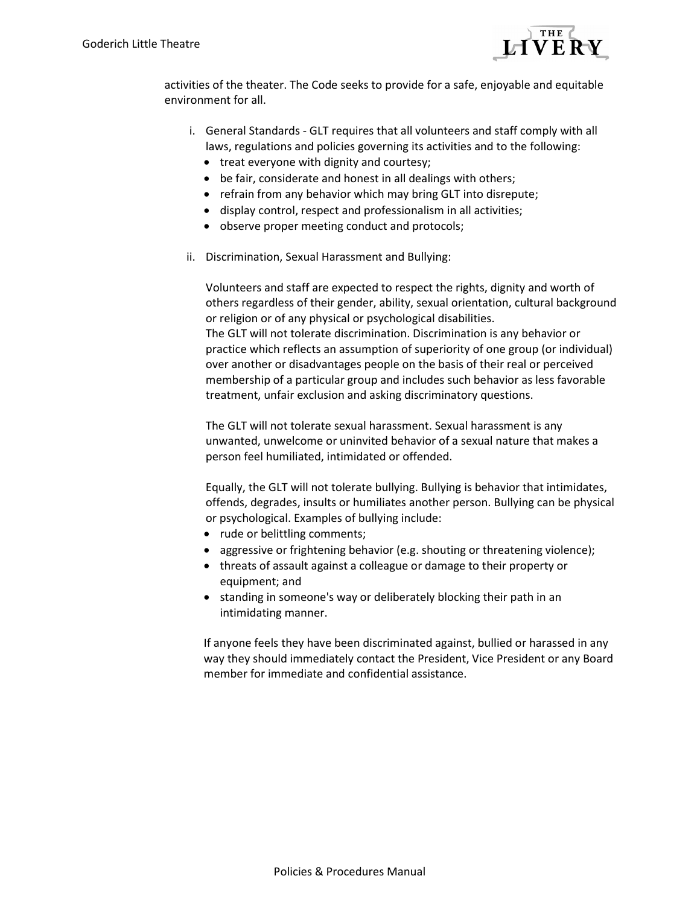activities of the theater. The Code seeks to provide for a safe, enjoyable and equitable environment for all.

i. General Standards - GLT requires that all volunteers and staff comply with all laws, regulations and policies governing its activities and to the following:
   - treat everyone with dignity and courtesy;
   - be fair, considerate and honest in all dealings with others;
   - refrain from any behavior which may bring GLT into disrepute;
   - display control, respect and professionalism in all activities;
   - observe proper meeting conduct and protocols;

ii. Discrimination, Sexual Harassment and Bullying:

   Volunteers and staff are expected to respect the rights, dignity and worth of others regardless of their gender, ability, sexual orientation, cultural background or religion or of any physical or psychological disabilities.
   The GLT will not tolerate discrimination. Discrimination is any behavior or practice which reflects an assumption of superiority of one group (or individual) over another or disadvantages people on the basis of their real or perceived membership of a particular group and includes such behavior as less favorable treatment, unfair exclusion and asking discriminatory questions.

   The GLT will not tolerate sexual harassment. Sexual harassment is any unwanted, unwelcome or uninvited behavior of a sexual nature that makes a person feel humiliated, intimidated or offended.

   Equally, the GLT will not tolerate bullying. Bullying is behavior that intimidates, offends, degrades, insults or humiliates another person. Bullying can be physical or psychological. Examples of bullying include:
   - rude or belittling comments;
   - aggressive or frightening behavior (e.g. shouting or threatening violence);
   - threats of assault against a colleague or damage to their property or equipment; and
   - standing in someone's way or deliberately blocking their path in an intimidating manner.

   If anyone feels they have been discriminated against, bullied or harassed in any way they should immediately contact the President, Vice President or any Board member for immediate and confidential assistance.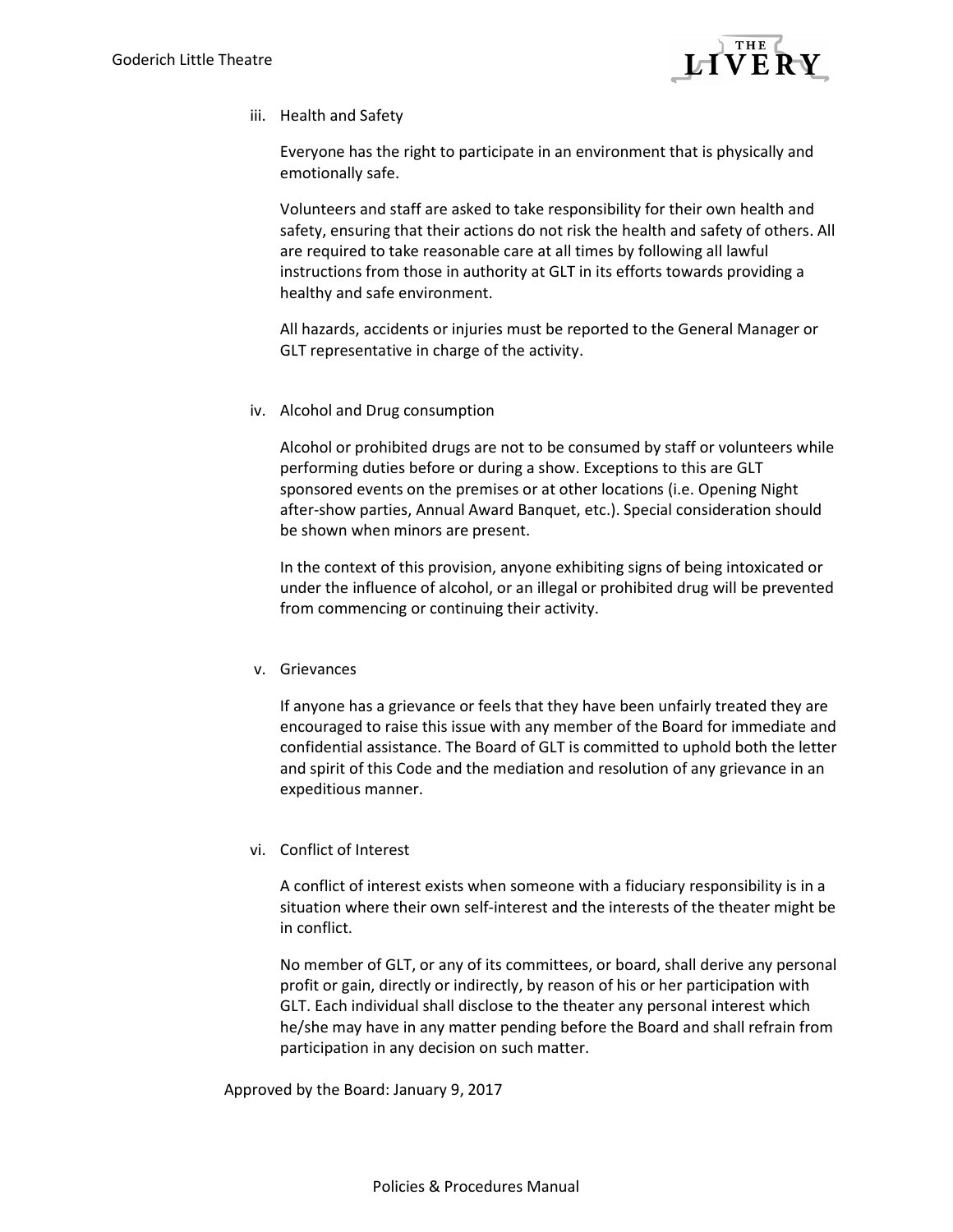iii. Health and Safety

Everyone has the right to participate in an environment that is physically and emotionally safe.

Volunteers and staff are asked to take responsibility for their own health and safety, ensuring that their actions do not risk the health and safety of others. All are required to take reasonable care at all times by following all lawful instructions from those in authority at GLT in its efforts towards providing a healthy and safe environment.

All hazards, accidents or injuries must be reported to the General Manager or GLT representative in charge of the activity.

iv. Alcohol and Drug consumption

Alcohol or prohibited drugs are not to be consumed by staff or volunteers while performing duties before or during a show. Exceptions to this are GLT sponsored events on the premises or at other locations (i.e. Opening Night after-show parties, Annual Award Banquet, etc.). Special consideration should be shown when minors are present.

In the context of this provision, anyone exhibiting signs of being intoxicated or under the influence of alcohol, or an illegal or prohibited drug will be prevented from commencing or continuing their activity.

v. Grievances

If anyone has a grievance or feels that they have been unfairly treated they are encouraged to raise this issue with any member of the Board for immediate and confidential assistance. The Board of GLT is committed to uphold both the letter and spirit of this Code and the mediation and resolution of any grievance in an expeditious manner.

vi. Conflict of Interest

A conflict of interest exists when someone with a fiduciary responsibility is in a situation where their own self-interest and the interests of the theater might be in conflict.

No member of GLT, or any of its committees, or board, shall derive any personal profit or gain, directly or indirectly, by reason of his or her participation with GLT. Each individual shall disclose to the theater any personal interest which he/she may have in any matter pending before the Board and shall refrain from participation in any decision on such matter.

Approved by the Board: January 9, 2017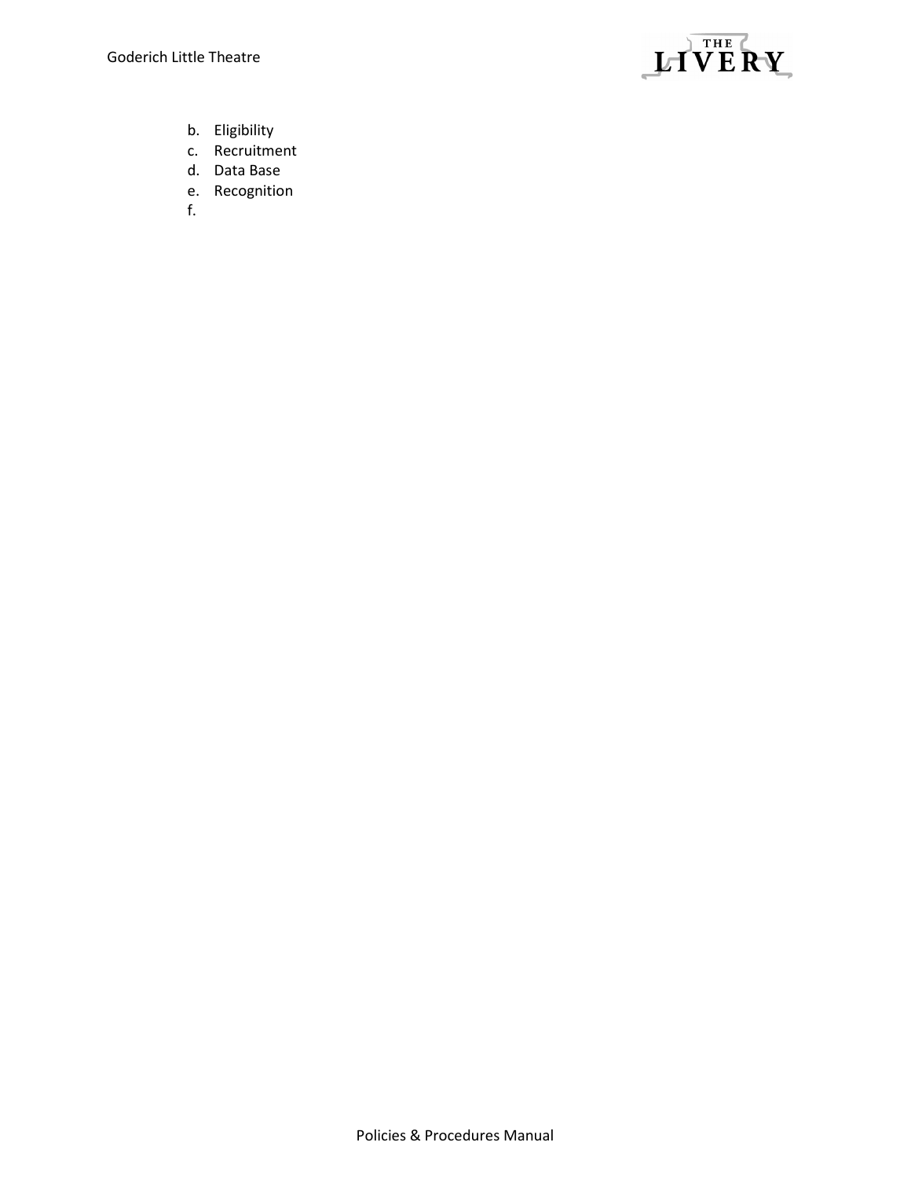b. Eligibility
c. Recruitment
d. Data Base
e. Recognition
f.